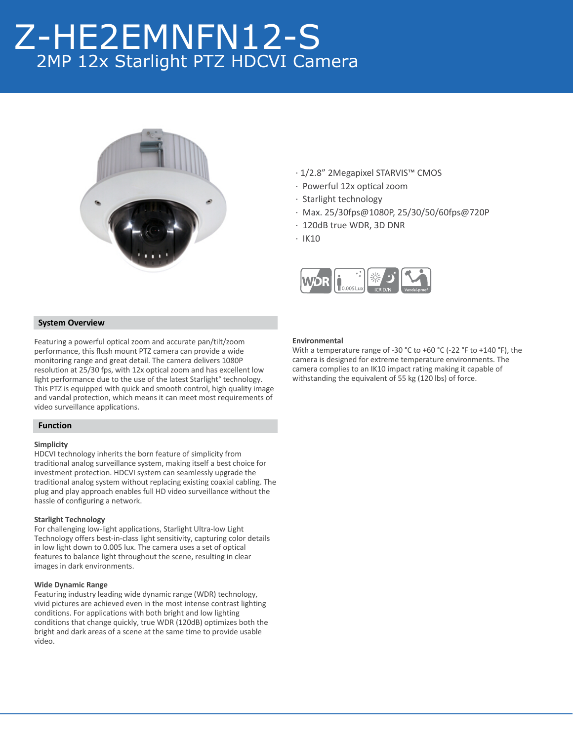# Z-HE2EMNFN12-S

## 2MP 12x Starlight PTZ HDCVI Camera

- 1/2.8" 2Megapixel STARVIS™ CMOS
- Powerful 12x optical zoom
- Starlight technology
- Max. 25/30fps@1080P, 25/30/50/60fps@720P
- 120dB true WDR, 3D DNR
- IK10

### System Overview

Featuring a powerful optical zoom and accurate pan/tilt/zoom performance, this flush mount PTZ camera can provide a wide monitoring range and great detail. The camera delivers 1080P resolution at 25/30 fps, with 12x optical zoom and has excellent low light performance due to the use of the latest Starlight° technology. This PTZ is equipped with quick and smooth control, high quality image and vandal protection, which means it can meet most requirements of video surveillance applications.

### Function

**Simplicity**
HDCVI technology inherits the born feature of simplicity from traditional analog surveillance system, making itself a best choice for investment protection. HDCVI system can seamlessly upgrade the traditional analog system without replacing existing coaxial cabling. The plug and play approach enables full HD video surveillance without the hassle of configuring a network.

**Starlight Technology**
For challenging low-light applications, Starlight Ultra-low Light Technology offers best-in-class light sensitivity, capturing color details in low light down to 0.005 lux. The camera uses a set of optical features to balance light throughout the scene, resulting in clear images in dark environments.

**Wide Dynamic Range**
Featuring industry leading wide dynamic range (WDR) technology, vivid pictures are achieved even in the most intense contrast lighting conditions. For applications with both bright and low lighting conditions that change quickly, true WDR (120dB) optimizes both the bright and dark areas of a scene at the same time to provide usable video.

**Environmental**
With a temperature range of -30 °C to +60 °C (-22 °F to +140 °F), the camera is designed for extreme temperature environments. The camera complies to an IK10 impact rating making it capable of withstanding the equivalent of 55 kg (120 lbs) of force.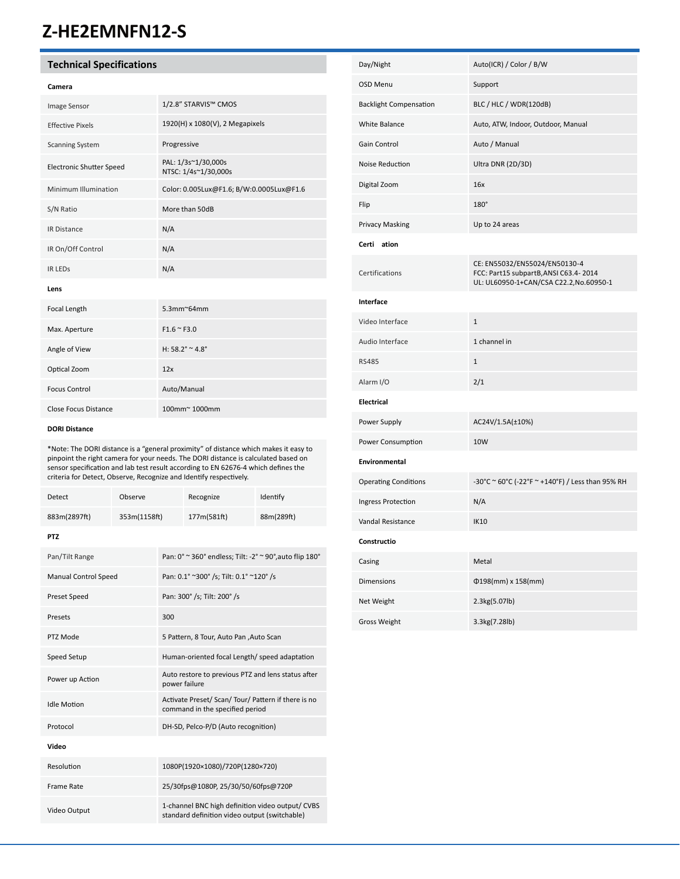# Z-HE2EMNFN12-S

## Technical Specifications

### Camera

| | |
|---|---|
| Image Sensor | 1/2.8" STARVIS™ CMOS |
| Effective Pixels | 1920(H) x 1080(V), 2 Megapixels |
| Scanning System | Progressive |
| Electronic Shutter Speed | PAL: 1/3s~1/30,000s<br>NTSC: 1/4s~1/30,000s |
| Minimum Illumination | Color: 0.005Lux@F1.6; B/W:0.0005Lux@F1.6 |
| S/N Ratio | More than 50dB |
| IR Distance | N/A |
| IR On/Off Control | N/A |
| IR LEDs | N/A |

### Lens

| | |
|---|---|
| Focal Length | 5.3mm~64mm |
| Max. Aperture | F1.6 ~ F3.0 |
| Angle of View | H: 58.2° ~ 4.8° |
| Optical Zoom | 12x |
| Focus Control | Auto/Manual |
| Close Focus Distance | 100mm~ 1000mm |

### DORI Distance

*Note: The DORI distance is a "general proximity" of distance which makes it easy to pinpoint the right camera for your needs. The DORI distance is calculated based on sensor specification and lab test result according to EN 62676-4 which defines the criteria for Detect, Observe, Recognize and Identify respectively.

| Detect | Observe | Recognize | Identify |
|---|---|---|---|
| 883m(2897ft) | 353m(1158ft) | 177m(581ft) | 88m(289ft) |

### PTZ

| | |
|---|---|
| Pan/Tilt Range | Pan: 0° ~ 360° endless; Tilt: -2° ~ 90°,auto flip 180° |
| Manual Control Speed | Pan: 0.1° ~300° /s; Tilt: 0.1° ~120° /s |
| Preset Speed | Pan: 300° /s; Tilt: 200° /s |
| Presets | 300 |
| PTZ Mode | 5 Pattern, 8 Tour, Auto Pan ,Auto Scan |
| Speed Setup | Human-oriented focal Length/ speed adaptation |
| Power up Action | Auto restore to previous PTZ and lens status after power failure |
| Idle Motion | Activate Preset/ Scan/ Tour/ Pattern if there is no command in the specified period |
| Protocol | DH-SD, Pelco-P/D (Auto recognition) |

### Video

| | |
|---|---|
| Resolution | 1080P(1920×1080)/720P(1280×720) |
| Frame Rate | 25/30fps@1080P, 25/30/50/60fps@720P |
| Video Output | 1-channel BNC high definition video output/ CVBS standard definition video output (switchable) |
| Day/Night | Auto(ICR) / Color / B/W |
| OSD Menu | Support |
| Backlight Compensation | BLC / HLC / WDR(120dB) |
| White Balance | Auto, ATW, Indoor, Outdoor, Manual |
| Gain Control | Auto / Manual |
| Noise Reduction | Ultra DNR (2D/3D) |
| Digital Zoom | 16x |
| Flip | 180° |
| Privacy Masking | Up to 24 areas |

### Certi ation

| | |
|---|---|
| Certifications | CE: EN55032/EN55024/EN50130-4<br>FCC: Part15 subpartB,ANSI C63.4- 2014<br>UL: UL60950-1+CAN/CSA C22.2,No.60950-1 |

### Interface

| | |
|---|---|
| Video Interface | 1 |
| Audio Interface | 1 channel in |
| RS485 | 1 |
| Alarm I/O | 2/1 |

### Electrical

| | |
|---|---|
| Power Supply | AC24V/1.5A(±10%) |
| Power Consumption | 10W |

### Environmental

| | |
|---|---|
| Operating Conditions | -30°C ~ 60°C (-22°F ~ +140°F) / Less than 95% RH |
| Ingress Protection | N/A |
| Vandal Resistance | IK10 |

### Constructio

| | |
|---|---|
| Casing | Metal |
| Dimensions | Φ198(mm) x 158(mm) |
| Net Weight | 2.3kg(5.07lb) |
| Gross Weight | 3.3kg(7.28lb) |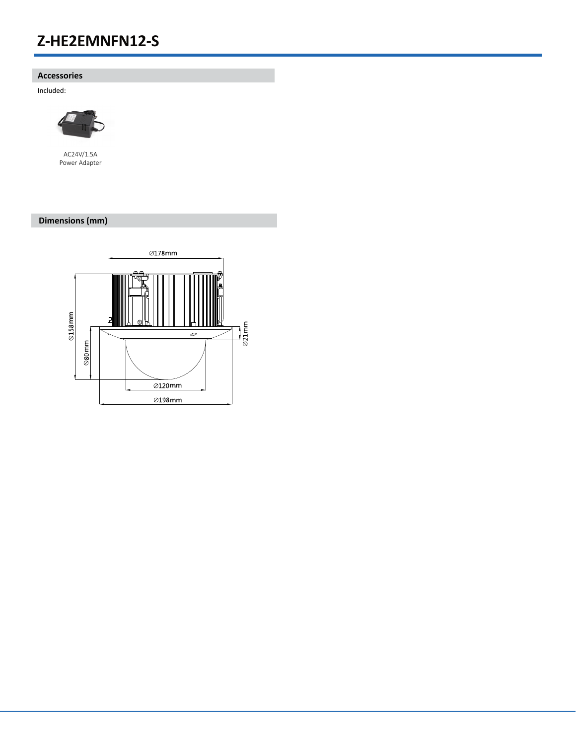# Z-HE2EMNFN12-S

## Accessories

Included:

AC24V/1.5A
Power Adapter

## Dimensions (mm)

∅178mm

∅158mm

∅80 mm

∅21mm

∅120mm

∅198mm